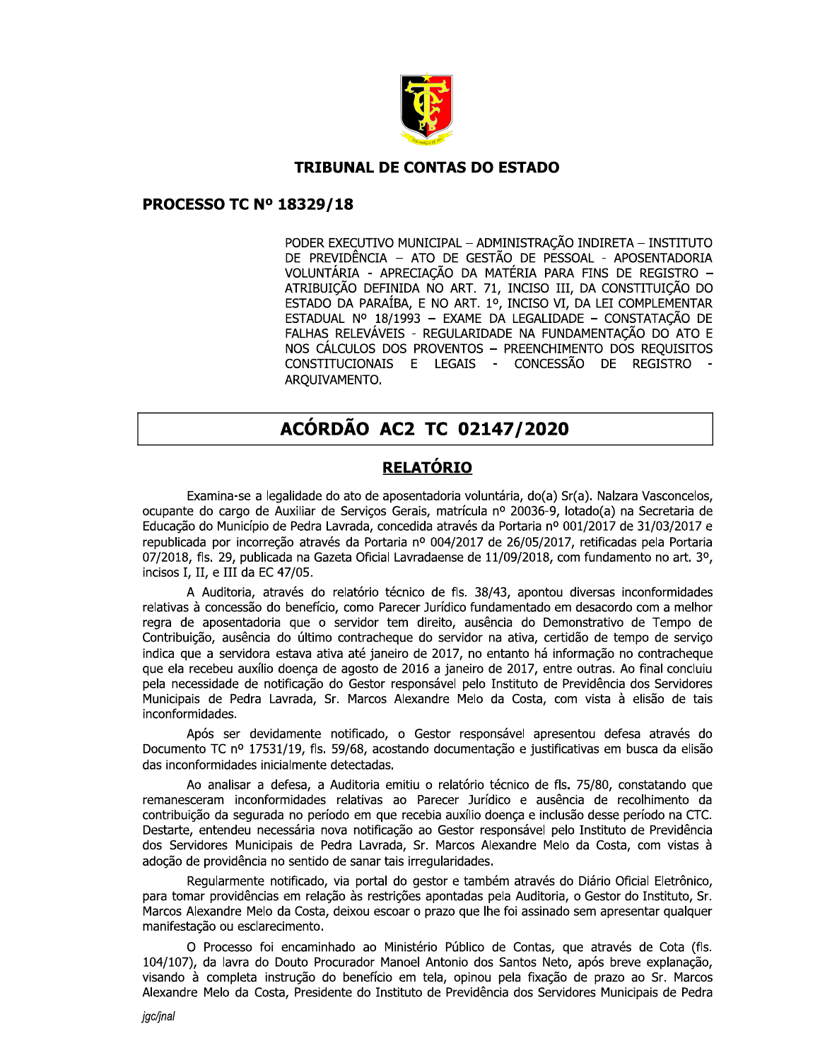**TRIBUNAL DE CONTAS DO ESTADO**

**PROCESSO TC Nº 18329/18**

PODER EXECUTIVO MUNICIPAL – ADMINISTRAÇÃO INDIRETA – INSTITUTO DE PREVIDÊNCIA – ATO DE GESTÃO DE PESSOAL - APOSENTADORIA VOLUNTÁRIA - APRECIAÇÃO DA MATÉRIA PARA FINS DE REGISTRO – ATRIBUIÇÃO DEFINIDA NO ART. 71, INCISO III, DA CONSTITUIÇÃO DO ESTADO DA PARAÍBA, E NO ART. 1º, INCISO VI, DA LEI COMPLEMENTAR ESTADUAL Nº 18/1993 – EXAME DA LEGALIDADE – CONSTATAÇÃO DE FALHAS RELEVÁVEIS - REGULARIDADE NA FUNDAMENTAÇÃO DO ATO E NOS CÁLCULOS DOS PROVENTOS – PREENCHIMENTO DOS REQUISITOS CONSTITUCIONAIS E LEGAIS - CONCESSÃO DE REGISTRO - ARQUIVAMENTO.

# ACÓRDÃO AC2 TC 02147/2020

## RELATÓRIO

Examina-se a legalidade do ato de aposentadoria voluntária, do(a) Sr(a). Nalzara Vasconcelos, ocupante do cargo de Auxiliar de Serviços Gerais, matrícula nº 20036-9, lotado(a) na Secretaria de Educação do Município de Pedra Lavrada, concedida através da Portaria nº 001/2017 de 31/03/2017 e republicada por incorreção através da Portaria nº 004/2017 de 26/05/2017, retificadas pela Portaria 07/2018, fls. 29, publicada na Gazeta Oficial Lavradaense de 11/09/2018, com fundamento no art. 3º, incisos I, II, e III da EC 47/05.

A Auditoria, através do relatório técnico de fls. 38/43, apontou diversas inconformidades relativas à concessão do benefício, como Parecer Jurídico fundamentado em desacordo com a melhor regra de aposentadoria que o servidor tem direito, ausência do Demonstrativo de Tempo de Contribuição, ausência do último contracheque do servidor na ativa, certidão de tempo de serviço indica que a servidora estava ativa até janeiro de 2017, no entanto há informação no contracheque que ela recebeu auxílio doença de agosto de 2016 a janeiro de 2017, entre outras. Ao final concluiu pela necessidade de notificação do Gestor responsável pelo Instituto de Previdência dos Servidores Municipais de Pedra Lavrada, Sr. Marcos Alexandre Melo da Costa, com vista à elisão de tais inconformidades.

Após ser devidamente notificado, o Gestor responsável apresentou defesa através do Documento TC nº 17531/19, fls. 59/68, acostando documentação e justificativas em busca da elisão das inconformidades inicialmente detectadas.

Ao analisar a defesa, a Auditoria emitiu o relatório técnico de fls. 75/80, constatando que remanesceram inconformidades relativas ao Parecer Jurídico e ausência de recolhimento da contribuição da segurada no período em que recebia auxílio doença e inclusão desse período na CTC. Destarte, entendeu necessária nova notificação ao Gestor responsável pelo Instituto de Previdência dos Servidores Municipais de Pedra Lavrada, Sr. Marcos Alexandre Melo da Costa, com vistas à adoção de providência no sentido de sanar tais irregularidades.

Regularmente notificado, via portal do gestor e também através do Diário Oficial Eletrônico, para tomar providências em relação às restrições apontadas pela Auditoria, o Gestor do Instituto, Sr. Marcos Alexandre Melo da Costa, deixou escoar o prazo que lhe foi assinado sem apresentar qualquer manifestação ou esclarecimento.

O Processo foi encaminhado ao Ministério Público de Contas, que através de Cota (fls. 104/107), da lavra do Douto Procurador Manoel Antonio dos Santos Neto, após breve explanação, visando à completa instrução do benefício em tela, opinou pela fixação de prazo ao Sr. Marcos Alexandre Melo da Costa, Presidente do Instituto de Previdência dos Servidores Municipais de Pedra

*jgc/jnal*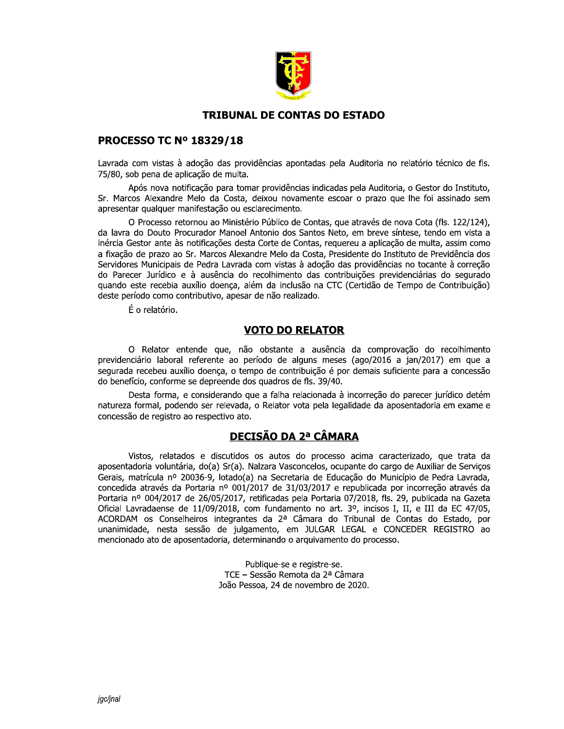**TRIBUNAL DE CONTAS DO ESTADO**

## PROCESSO TC Nº 18329/18

Lavrada com vistas à adoção das providências apontadas pela Auditoria no relatório técnico de fls. 75/80, sob pena de aplicação de multa.

Após nova notificação para tomar providências indicadas pela Auditoria, o Gestor do Instituto, Sr. Marcos Alexandre Melo da Costa, deixou novamente escoar o prazo que lhe foi assinado sem apresentar qualquer manifestação ou esclarecimento.

O Processo retornou ao Ministério Público de Contas, que através de nova Cota (fls. 122/124), da lavra do Douto Procurador Manoel Antonio dos Santos Neto, em breve síntese, tendo em vista a inércia Gestor ante às notificações desta Corte de Contas, requereu a aplicação de multa, assim como a fixação de prazo ao Sr. Marcos Alexandre Melo da Costa, Presidente do Instituto de Previdência dos Servidores Municipais de Pedra Lavrada com vistas à adoção das providências no tocante à correção do Parecer Jurídico e à ausência do recolhimento das contribuições previdenciárias do segurado quando este recebia auxílio doença, além da inclusão na CTC (Certidão de Tempo de Contribuição) deste período como contributivo, apesar de não realizado.

É o relatório.

## VOTO DO RELATOR

O Relator entende que, não obstante a ausência da comprovação do recolhimento previdenciário laboral referente ao período de alguns meses (ago/2016 a jan/2017) em que a segurada recebeu auxílio doença, o tempo de contribuição é por demais suficiente para a concessão do benefício, conforme se depreende dos quadros de fls. 39/40.

Desta forma, e considerando que a falha relacionada à incorreção do parecer jurídico detém natureza formal, podendo ser relevada, o Relator vota pela legalidade da aposentadoria em exame e concessão de registro ao respectivo ato.

## DECISÃO DA 2ª CÂMARA

Vistos, relatados e discutidos os autos do processo acima caracterizado, que trata da aposentadoria voluntária, do(a) Sr(a). Nalzara Vasconcelos, ocupante do cargo de Auxiliar de Serviços Gerais, matrícula nº 20036-9, lotado(a) na Secretaria de Educação do Município de Pedra Lavrada, concedida através da Portaria nº 001/2017 de 31/03/2017 e republicada por incorreção através da Portaria nº 004/2017 de 26/05/2017, retificadas pela Portaria 07/2018, fls. 29, publicada na Gazeta Oficial Lavradaense de 11/09/2018, com fundamento no art. 3º, incisos I, II, e III da EC 47/05, ACORDAM os Conselheiros integrantes da 2ª Câmara do Tribunal de Contas do Estado, por unanimidade, nesta sessão de julgamento, em JULGAR LEGAL e CONCEDER REGISTRO ao mencionado ato de aposentadoria, determinando o arquivamento do processo.

Publique-se e registre-se.
TCE – Sessão Remota da 2ª Câmara
João Pessoa, 24 de novembro de 2020.

*jgc/jnal*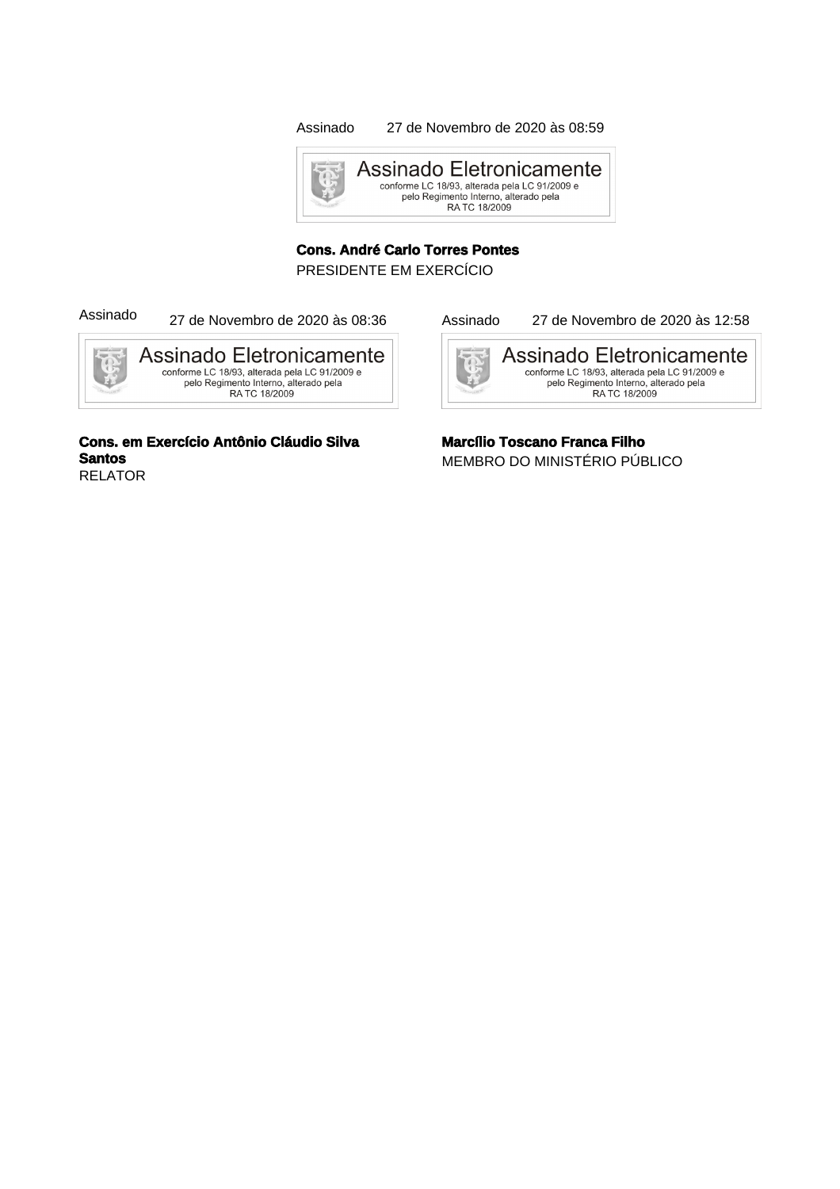Assinado 27 de Novembro de 2020 às 08:59

Assinado Eletronicamente
conforme LC 18/93, alterada pela LC 91/2009 e
pelo Regimento Interno, alterado pela
RA TC 18/2009

**Cons. André Carlo Torres Pontes**
PRESIDENTE EM EXERCÍCIO

Assinado 27 de Novembro de 2020 às 08:36

Assinado Eletronicamente
conforme LC 18/93, alterada pela LC 91/2009 e
pelo Regimento Interno, alterado pela
RA TC 18/2009

**Cons. em Exercício Antônio Cláudio Silva Santos**
RELATOR

Assinado 27 de Novembro de 2020 às 12:58

Assinado Eletronicamente
conforme LC 18/93, alterada pela LC 91/2009 e
pelo Regimento Interno, alterado pela
RA TC 18/2009

**Marcílio Toscano Franca Filho**
MEMBRO DO MINISTÉRIO PÚBLICO